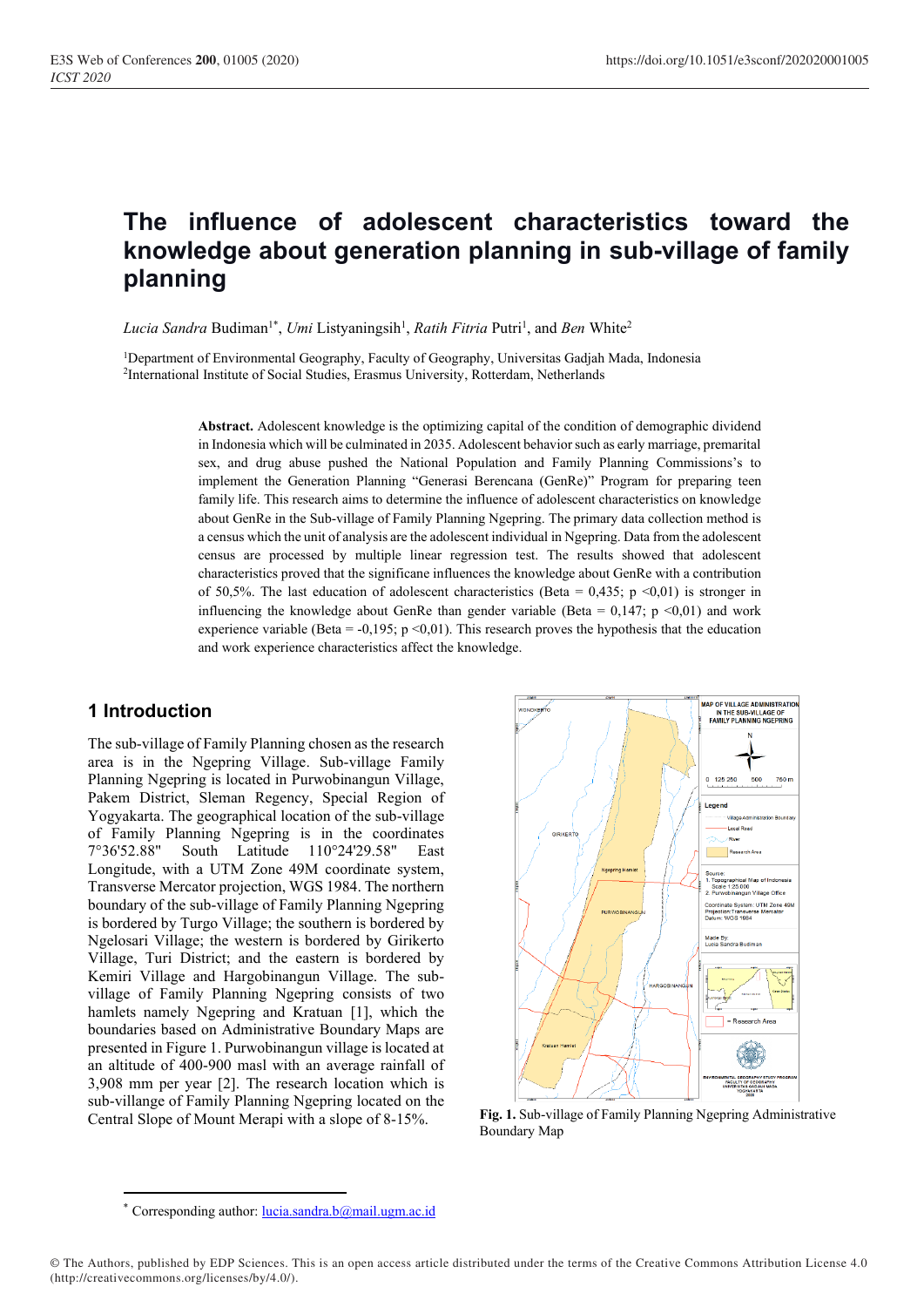# The influence of adolescent characteristics toward the knowledge about generation planning in sub-village of family planning

*Lucia Sandra* Budiman[1*], *Umi* Listyaningsih[1], *Ratih Fitria* Putri[1], and *Ben* White[2]

[1]Department of Environmental Geography, Faculty of Geography, Universitas Gadjah Mada, Indonesia
[2]International Institute of Social Studies, Erasmus University, Rotterdam, Netherlands

**Abstract.** Adolescent knowledge is the optimizing capital of the condition of demographic dividend in Indonesia which will be culminated in 2035. Adolescent behavior such as early marriage, premarital sex, and drug abuse pushed the National Population and Family Planning Commissions's to implement the Generation Planning "Generasi Berencana (GenRe)" Program for preparing teen family life. This research aims to determine the influence of adolescent characteristics on knowledge about GenRe in the Sub-village of Family Planning Ngepring. The primary data collection method is a census which the unit of analysis are the adolescent individual in Ngepring. Data from the adolescent census are processed by multiple linear regression test. The results showed that adolescent characteristics proved that the significane influences the knowledge about GenRe with a contribution of 50,5%. The last education of adolescent characteristics (Beta = 0,435; p <0,01) is stronger in influencing the knowledge about GenRe than gender variable (Beta = 0,147; p <0,01) and work experience variable (Beta = -0,195; p <0,01). This research proves the hypothesis that the education and work experience characteristics affect the knowledge.

## 1 Introduction

The sub-village of Family Planning chosen as the research area is in the Ngepring Village. Sub-village Family Planning Ngepring is located in Purwobinangun Village, Pakem District, Sleman Regency, Special Region of Yogyakarta. The geographical location of the sub-village of Family Planning Ngepring is in the coordinates 7°36'52.88" South Latitude 110°24'29.58" East Longitude, with a UTM Zone 49M coordinate system, Transverse Mercator projection, WGS 1984. The northern boundary of the sub-village of Family Planning Ngepring is bordered by Turgo Village; the southern is bordered by Ngelosari Village; the western is bordered by Girikerto Village, Turi District; and the eastern is bordered by Kemiri Village and Hargobinangun Village. The sub-village of Family Planning Ngepring consists of two hamlets namely Ngepring and Kratuan [1], which the boundaries based on Administrative Boundary Maps are presented in Figure 1. Purwobinangun village is located at an altitude of 400-900 masl with an average rainfall of 3,908 mm per year [2]. The research location which is sub-villange of Family Planning Ngepring located on the Central Slope of Mount Merapi with a slope of 8-15%.

**Fig. 1.** Sub-village of Family Planning Ngepring Administrative Boundary Map

[*] Corresponding author: lucia.sandra.b@mail.ugm.ac.id

© The Authors, published by EDP Sciences. This is an open access article distributed under the terms of the Creative Commons Attribution License 4.0 (http://creativecommons.org/licenses/by/4.0/).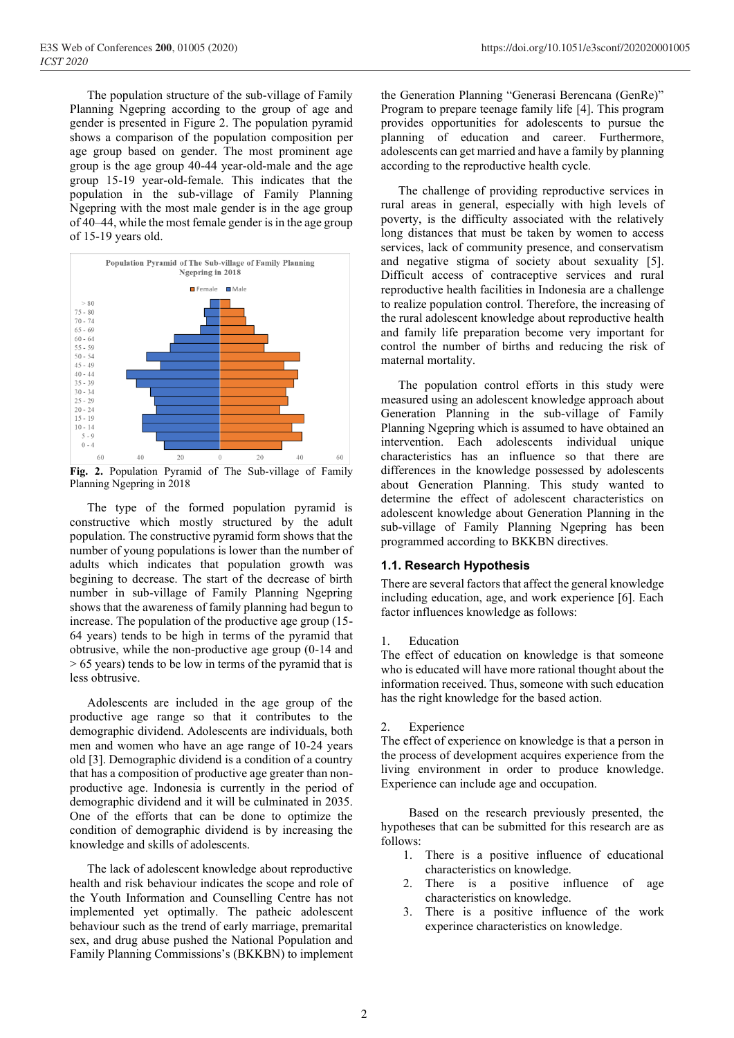The population structure of the sub-village of Family Planning Ngepring according to the group of age and gender is presented in Figure 2. The population pyramid shows a comparison of the population composition per age group based on gender. The most prominent age group is the age group 40-44 year-old-male and the age group 15-19 year-old-female. This indicates that the population in the sub-village of Family Planning Ngepring with the most male gender is in the age group of 40–44, while the most female gender is in the age group of 15-19 years old.

**Fig. 2.** Population Pyramid of The Sub-village of Family Planning Ngepring in 2018

The type of the formed population pyramid is constructive which mostly structured by the adult population. The constructive pyramid form shows that the number of young populations is lower than the number of adults which indicates that population growth was begining to decrease. The start of the decrease of birth number in sub-village of Family Planning Ngepring shows that the awareness of family planning had begun to increase. The population of the productive age group (15-64 years) tends to be high in terms of the pyramid that obtrusive, while the non-productive age group (0-14 and > 65 years) tends to be low in terms of the pyramid that is less obtrusive.

Adolescents are included in the age group of the productive age range so that it contributes to the demographic dividend. Adolescents are individuals, both men and women who have an age range of 10-24 years old [3]. Demographic dividend is a condition of a country that has a composition of productive age greater than non-productive age. Indonesia is currently in the period of demographic dividend and it will be culminated in 2035. One of the efforts that can be done to optimize the condition of demographic dividend is by increasing the knowledge and skills of adolescents.

The lack of adolescent knowledge about reproductive health and risk behaviour indicates the scope and role of the Youth Information and Counselling Centre has not implemented yet optimally. The patheic adolescent behaviour such as the trend of early marriage, premarital sex, and drug abuse pushed the National Population and Family Planning Commissions's (BKKBN) to implement the Generation Planning "Generasi Berencana (GenRe)" Program to prepare teenage family life [4]. This program provides opportunities for adolescents to pursue the planning of education and career. Furthermore, adolescents can get married and have a family by planning according to the reproductive health cycle.

The challenge of providing reproductive services in rural areas in general, especially with high levels of poverty, is the difficulty associated with the relatively long distances that must be taken by women to access services, lack of community presence, and conservatism and negative stigma of society about sexuality [5]. Difficult access of contraceptive services and rural reproductive health facilities in Indonesia are a challenge to realize population control. Therefore, the increasing of the rural adolescent knowledge about reproductive health and family life preparation become very important for control the number of births and reducing the risk of maternal mortality.

The population control efforts in this study were measured using an adolescent knowledge approach about Generation Planning in the sub-village of Family Planning Ngepring which is assumed to have obtained an intervention. Each adolescents individual unique characteristics has an influence so that there are differences in the knowledge possessed by adolescents about Generation Planning. This study wanted to determine the effect of adolescent characteristics on adolescent knowledge about Generation Planning in the sub-village of Family Planning Ngepring has been programmed according to BKKBN directives.

### 1.1. Research Hypothesis

There are several factors that affect the general knowledge including education, age, and work experience [6]. Each factor influences knowledge as follows:

1. Education

The effect of education on knowledge is that someone who is educated will have more rational thought about the information received. Thus, someone with such education has the right knowledge for the based action.

2. Experience

The effect of experience on knowledge is that a person in the process of development acquires experience from the living environment in order to produce knowledge. Experience can include age and occupation.

Based on the research previously presented, the hypotheses that can be submitted for this research are as follows:

1. There is a positive influence of educational characteristics on knowledge.
2. There is a positive influence of age characteristics on knowledge.
3. There is a positive influence of the work experince characteristics on knowledge.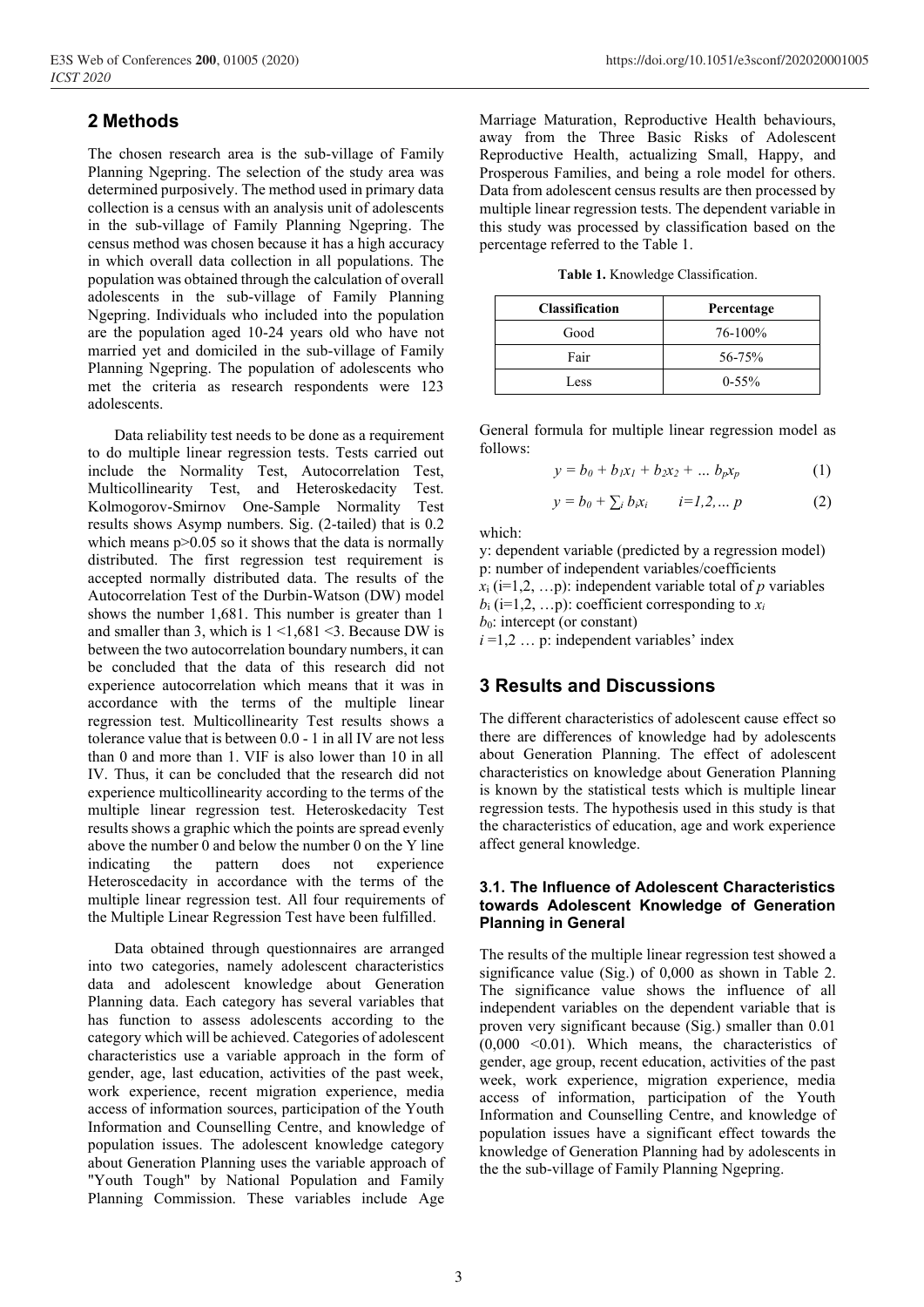## 2 Methods

The chosen research area is the sub-village of Family Planning Ngepring. The selection of the study area was determined purposively. The method used in primary data collection is a census with an analysis unit of adolescents in the sub-village of Family Planning Ngepring. The census method was chosen because it has a high accuracy in which overall data collection in all populations. The population was obtained through the calculation of overall adolescents in the sub-village of Family Planning Ngepring. Individuals who included into the population are the population aged 10-24 years old who have not married yet and domiciled in the sub-village of Family Planning Ngepring. The population of adolescents who met the criteria as research respondents were 123 adolescents.

Data reliability test needs to be done as a requirement to do multiple linear regression tests. Tests carried out include the Normality Test, Autocorrelation Test, Multicollinearity Test, and Heteroskedacity Test. Kolmogorov-Smirnov One-Sample Normality Test results shows Asymp numbers. Sig. (2-tailed) that is 0.2 which means $p>0.05$ so it shows that the data is normally distributed. The first regression test requirement is accepted normally distributed data. The results of the Autocorrelation Test of the Durbin-Watson (DW) model shows the number 1,681. This number is greater than 1 and smaller than 3, which is $1 < 1{,}681 < 3$. Because DW is between the two autocorrelation boundary numbers, it can be concluded that the data of this research did not experience autocorrelation which means that it was in accordance with the terms of the multiple linear regression test. Multicollinearity Test results shows a tolerance value that is between 0.0 - 1 in all IV are not less than 0 and more than 1. VIF is also lower than 10 in all IV. Thus, it can be concluded that the research did not experience multicollinearity according to the terms of the multiple linear regression test. Heteroskedacity Test results shows a graphic which the points are spread evenly above the number 0 and below the number 0 on the Y line indicating the pattern does not experience Heteroscedacity in accordance with the terms of the multiple linear regression test. All four requirements of the Multiple Linear Regression Test have been fulfilled.

Data obtained through questionnaires are arranged into two categories, namely adolescent characteristics data and adolescent knowledge about Generation Planning data. Each category has several variables that has function to assess adolescents according to the category which will be achieved. Categories of adolescent characteristics use a variable approach in the form of gender, age, last education, activities of the past week, work experience, recent migration experience, media access of information sources, participation of the Youth Information and Counselling Centre, and knowledge of population issues. The adolescent knowledge category about Generation Planning uses the variable approach of "Youth Tough" by National Population and Family Planning Commission. These variables include Age Marriage Maturation, Reproductive Health behaviours, away from the Three Basic Risks of Adolescent Reproductive Health, actualizing Small, Happy, and Prosperous Families, and being a role model for others. Data from adolescent census results are then processed by multiple linear regression tests. The dependent variable in this study was processed by classification based on the percentage referred to the Table 1.

**Table 1.** Knowledge Classification.

| Classification | Percentage |
|---|---|
| Good | 76-100% |
| Fair | 56-75% |
| Less | 0-55% |

General formula for multiple linear regression model as follows:

$$y = b_0 + b_1x_1 + b_2x_2 + \dots b_px_p \tag{1}$$

$$y = b_0 + \textstyle\sum_i b_ix_i \qquad i=1,2,\dots p \tag{2}$$

which:

y: dependent variable (predicted by a regression model)
p: number of independent variables/coefficients
$x_i$ (i=1,2, …p): independent variable total of $p$ variables
$b_i$ (i=1,2, …p): coefficient corresponding to $x_i$
$b_0$: intercept (or constant)
$i$ =1,2 … p: independent variables' index

## 3 Results and Discussions

The different characteristics of adolescent cause effect so there are differences of knowledge had by adolescents about Generation Planning. The effect of adolescent characteristics on knowledge about Generation Planning is known by the statistical tests which is multiple linear regression tests. The hypothesis used in this study is that the characteristics of education, age and work experience affect general knowledge.

### 3.1. The Influence of Adolescent Characteristics towards Adolescent Knowledge of Generation Planning in General

The results of the multiple linear regression test showed a significance value (Sig.) of 0,000 as shown in Table 2. The significance value shows the influence of all independent variables on the dependent variable that is proven very significant because (Sig.) smaller than 0.01 ($0{,}000 < 0.01$). Which means, the characteristics of gender, age group, recent education, activities of the past week, work experience, migration experience, media access of information, participation of the Youth Information and Counselling Centre, and knowledge of population issues have a significant effect towards the knowledge of Generation Planning had by adolescents in the the sub-village of Family Planning Ngepring.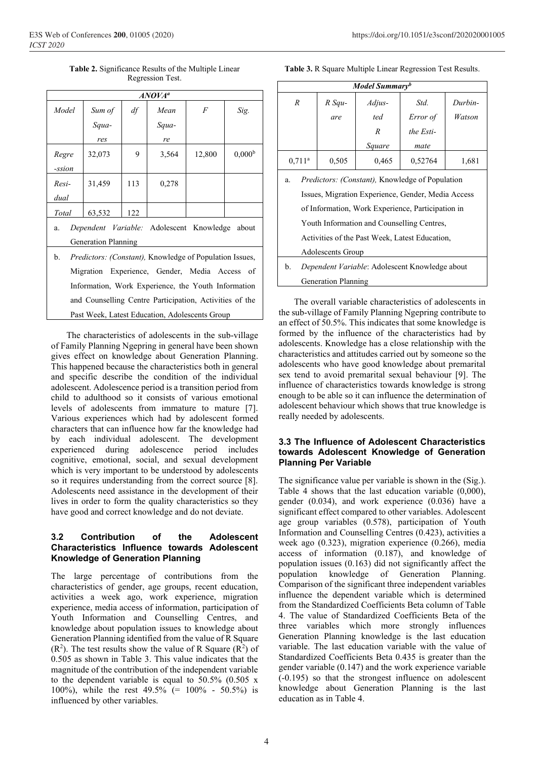**Table 2.** Significance Results of the Multiple Linear Regression Test.

| *ANOVA[a]* | | | | | |
|---|---|---|---|---|---|
| *Model* | *Sum of Squares* | *df* | *Mean Square* | *F* | *Sig.* |
| *Regression* | 32,073 | 9 | 3,564 | 12,800 | 0,000[b] |
| *Residual* | 31,459 | 113 | 0,278 | | |
| *Total* | 63,532 | 122 | | | |

a. *Dependent Variable:* Adolescent Knowledge about Generation Planning

b. *Predictors: (Constant),* Knowledge of Population Issues, Migration Experience, Gender, Media Access of Information, Work Experience, the Youth Information and Counselling Centre Participation, Activities of the Past Week, Latest Education, Adolescents Group

The characteristics of adolescents in the sub-village of Family Planning Ngepring in general have been shown gives effect on knowledge about Generation Planning. This happened because the characteristics both in general and specific describe the condition of the individual adolescent. Adolescence period is a transition period from child to adulthood so it consists of various emotional levels of adolescents from immature to mature [7]. Various experiences which had by adolescent formed characters that can influence how far the knowledge had by each individual adolescent. The development experienced during adolescence period includes cognitive, emotional, social, and sexual development which is very important to be understood by adolescents so it requires understanding from the correct source [8]. Adolescents need assistance in the development of their lives in order to form the quality characteristics so they have good and correct knowledge and do not deviate.

### 3.2 Contribution of the Adolescent Characteristics Influence towards Adolescent Knowledge of Generation Planning

The large percentage of contributions from the characteristics of gender, age groups, recent education, activities a week ago, work experience, migration experience, media access of information, participation of Youth Information and Counselling Centres, and knowledge about population issues to knowledge about Generation Planning identified from the value of R Square ($R^2$). The test results show the value of R Square ($R^2$) of 0.505 as shown in Table 3. This value indicates that the magnitude of the contribution of the independent variable to the dependent variable is equal to 50.5% (0.505 x 100%), while the rest 49.5% (= 100% - 50.5%) is influenced by other variables.

**Table 3.** R Square Multiple Linear Regression Test Results.

| *Model Summary[b]* | | | | |
|---|---|---|---|---|
| *R* | *R Square* | *Adjusted R Square* | *Std. Error of the Estimate* | *Durbin-Watson* |
| 0,711[a] | 0,505 | 0,465 | 0,52764 | 1,681 |

a. *Predictors: (Constant),* Knowledge of Population Issues, Migration Experience, Gender, Media Access of Information, Work Experience, Participation in Youth Information and Counselling Centres, Activities of the Past Week, Latest Education, Adolescents Group

b. *Dependent Variable*: Adolescent Knowledge about Generation Planning

The overall variable characteristics of adolescents in the sub-village of Family Planning Ngepring contribute to an effect of 50.5%. This indicates that some knowledge is formed by the influence of the characteristics had by adolescents. Knowledge has a close relationship with the characteristics and attitudes carried out by someone so the adolescents who have good knowledge about premarital sex tend to avoid premarital sexual behaviour [9]. The influence of characteristics towards knowledge is strong enough to be able so it can influence the determination of adolescent behaviour which shows that true knowledge is really needed by adolescents.

### 3.3 The Influence of Adolescent Characteristics towards Adolescent Knowledge of Generation Planning Per Variable

The significance value per variable is shown in the (Sig.). Table 4 shows that the last education variable (0,000), gender (0.034), and work experience (0.036) have a significant effect compared to other variables. Adolescent age group variables (0.578), participation of Youth Information and Counselling Centres (0.423), activities a week ago (0.323), migration experience (0.266), media access of information (0.187), and knowledge of population issues (0.163) did not significantly affect the population knowledge of Generation Planning. Comparison of the significant three independent variables influence the dependent variable which is determined from the Standardized Coefficients Beta column of Table 4. The value of Standardized Coefficients Beta of the three variables which more strongly influences Generation Planning knowledge is the last education variable. The last education variable with the value of Standardized Coefficients Beta 0.435 is greater than the gender variable (0.147) and the work experience variable (-0.195) so that the strongest influence on adolescent knowledge about Generation Planning is the last education as in Table 4.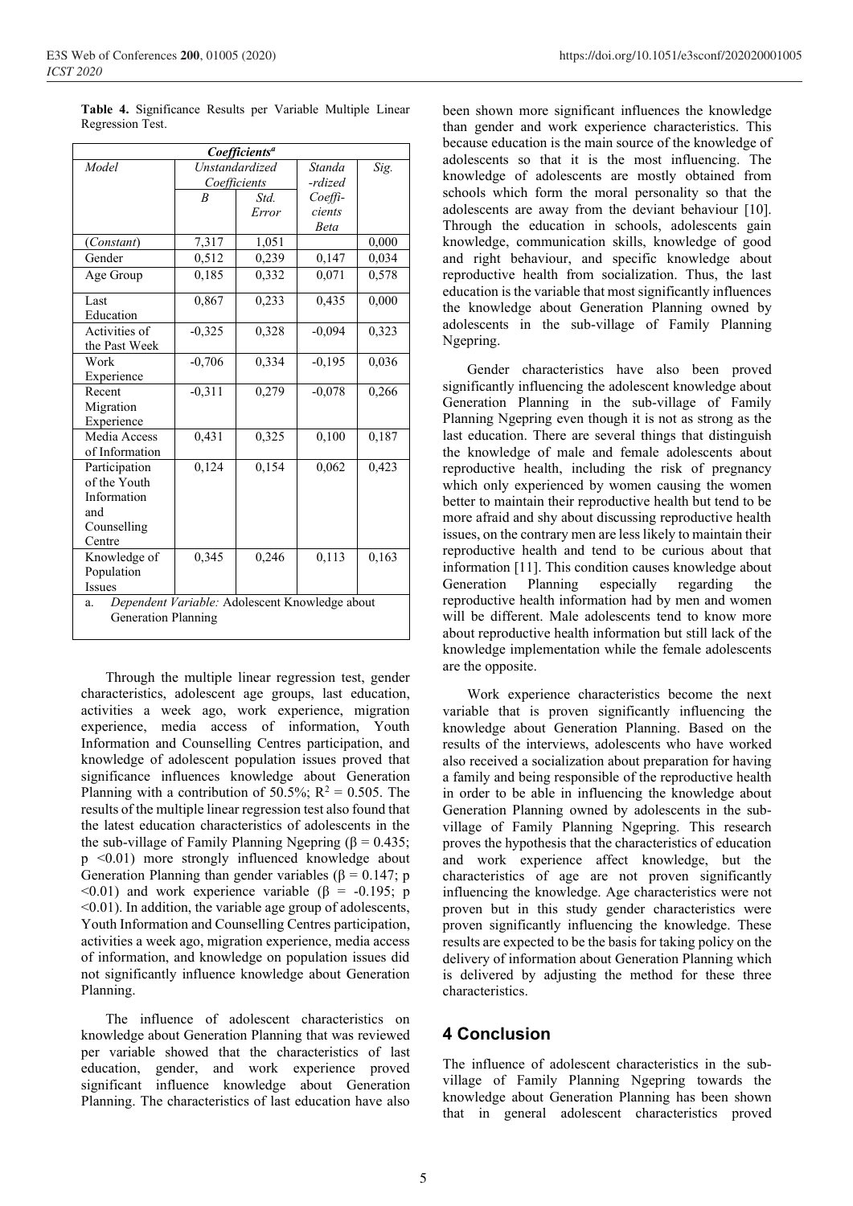**Table 4.** Significance Results per Variable Multiple Linear Regression Test.

| *Coefficients*[a] | | | | |
|---|---|---|---|---|
| *Model* | *Unstandardized Coefficients* | | *Standa-rdized Coeffi-cients* | *Sig.* |
| | *B* | *Std. Error* | *Beta* | |
| (*Constant*) | 7,317 | 1,051 | | 0,000 |
| Gender | 0,512 | 0,239 | 0,147 | 0,034 |
| Age Group | 0,185 | 0,332 | 0,071 | 0,578 |
| Last Education | 0,867 | 0,233 | 0,435 | 0,000 |
| Activities of the Past Week | -0,325 | 0,328 | -0,094 | 0,323 |
| Work Experience | -0,706 | 0,334 | -0,195 | 0,036 |
| Recent Migration Experience | -0,311 | 0,279 | -0,078 | 0,266 |
| Media Access of Information | 0,431 | 0,325 | 0,100 | 0,187 |
| Participation of the Youth Information and Counselling Centre | 0,124 | 0,154 | 0,062 | 0,423 |
| Knowledge of Population Issues | 0,345 | 0,246 | 0,113 | 0,163 |

a. *Dependent Variable:* Adolescent Knowledge about Generation Planning

Through the multiple linear regression test, gender characteristics, adolescent age groups, last education, activities a week ago, work experience, migration experience, media access of information, Youth Information and Counselling Centres participation, and knowledge of adolescent population issues proved that significance influences knowledge about Generation Planning with a contribution of 50.5%; $R^2 = 0.505$. The results of the multiple linear regression test also found that the latest education characteristics of adolescents in the the sub-village of Family Planning Ngepring ($\beta = 0.435$; $p < 0.01$) more strongly influenced knowledge about Generation Planning than gender variables ($\beta = 0.147$; $p < 0.01$) and work experience variable ($\beta = -0.195$; $p < 0.01$). In addition, the variable age group of adolescents, Youth Information and Counselling Centres participation, activities a week ago, migration experience, media access of information, and knowledge on population issues did not significantly influence knowledge about Generation Planning.

The influence of adolescent characteristics on knowledge about Generation Planning that was reviewed per variable showed that the characteristics of last education, gender, and work experience proved significant influence knowledge about Generation Planning. The characteristics of last education have also been shown more significant influences the knowledge than gender and work experience characteristics. This because education is the main source of the knowledge of adolescents so that it is the most influencing. The knowledge of adolescents are mostly obtained from schools which form the moral personality so that the adolescents are away from the deviant behaviour [10]. Through the education in schools, adolescents gain knowledge, communication skills, knowledge of good and right behaviour, and specific knowledge about reproductive health from socialization. Thus, the last education is the variable that most significantly influences the knowledge about Generation Planning owned by adolescents in the sub-village of Family Planning Ngepring.

Gender characteristics have also been proved significantly influencing the adolescent knowledge about Generation Planning in the sub-village of Family Planning Ngepring even though it is not as strong as the last education. There are several things that distinguish the knowledge of male and female adolescents about reproductive health, including the risk of pregnancy which only experienced by women causing the women better to maintain their reproductive health but tend to be more afraid and shy about discussing reproductive health issues, on the contrary men are less likely to maintain their reproductive health and tend to be curious about that information [11]. This condition causes knowledge about Generation Planning especially regarding the reproductive health information had by men and women will be different. Male adolescents tend to know more about reproductive health information but still lack of the knowledge implementation while the female adolescents are the opposite.

Work experience characteristics become the next variable that is proven significantly influencing the knowledge about Generation Planning. Based on the results of the interviews, adolescents who have worked also received a socialization about preparation for having a family and being responsible of the reproductive health in order to be able in influencing the knowledge about Generation Planning owned by adolescents in the sub-village of Family Planning Ngepring. This research proves the hypothesis that the characteristics of education and work experience affect knowledge, but the characteristics of age are not proven significantly influencing the knowledge. Age characteristics were not proven but in this study gender characteristics were proven significantly influencing the knowledge. These results are expected to be the basis for taking policy on the delivery of information about Generation Planning which is delivered by adjusting the method for these three characteristics.

## 4 Conclusion

The influence of adolescent characteristics in the sub-village of Family Planning Ngepring towards the knowledge about Generation Planning has been shown that in general adolescent characteristics proved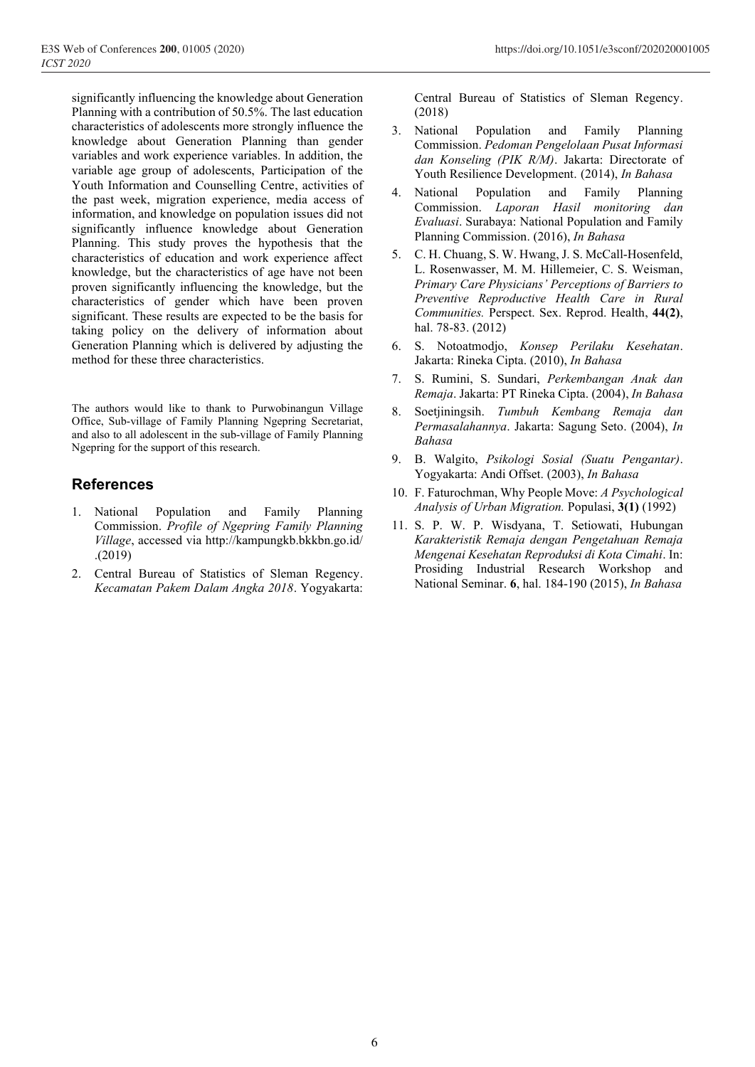significantly influencing the knowledge about Generation Planning with a contribution of 50.5%. The last education characteristics of adolescents more strongly influence the knowledge about Generation Planning than gender variables and work experience variables. In addition, the variable age group of adolescents, Participation of the Youth Information and Counselling Centre, activities of the past week, migration experience, media access of information, and knowledge on population issues did not significantly influence knowledge about Generation Planning. This study proves the hypothesis that the characteristics of education and work experience affect knowledge, but the characteristics of age have not been proven significantly influencing the knowledge, but the characteristics of gender which have been proven significant. These results are expected to be the basis for taking policy on the delivery of information about Generation Planning which is delivered by adjusting the method for these three characteristics.

The authors would like to thank to Purwobinangun Village Office, Sub-village of Family Planning Ngepring Secretariat, and also to all adolescent in the sub-village of Family Planning Ngepring for the support of this research.

## References

1. National Population and Family Planning Commission. *Profile of Ngepring Family Planning Village*, accessed via http://kampungkb.bkkbn.go.id/ .(2019)
2. Central Bureau of Statistics of Sleman Regency. *Kecamatan Pakem Dalam Angka 2018*. Yogyakarta: Central Bureau of Statistics of Sleman Regency. (2018)
3. National Population and Family Planning Commission. *Pedoman Pengelolaan Pusat Informasi dan Konseling (PIK R/M)*. Jakarta: Directorate of Youth Resilience Development. (2014), *In Bahasa*
4. National Population and Family Planning Commission. *Laporan Hasil monitoring dan Evaluasi*. Surabaya: National Population and Family Planning Commission. (2016), *In Bahasa*
5. C. H. Chuang, S. W. Hwang, J. S. McCall-Hosenfeld, L. Rosenwasser, M. M. Hillemeier, C. S. Weisman, *Primary Care Physicians' Perceptions of Barriers to Preventive Reproductive Health Care in Rural Communities.* Perspect. Sex. Reprod. Health, **44(2)**, hal. 78-83. (2012)
6. S. Notoatmodjo, *Konsep Perilaku Kesehatan*. Jakarta: Rineka Cipta. (2010), *In Bahasa*
7. S. Rumini, S. Sundari, *Perkembangan Anak dan Remaja*. Jakarta: PT Rineka Cipta. (2004), *In Bahasa*
8. Soetjiningsih. *Tumbuh Kembang Remaja dan Permasalahannya*. Jakarta: Sagung Seto. (2004), *In Bahasa*
9. B. Walgito, *Psikologi Sosial (Suatu Pengantar)*. Yogyakarta: Andi Offset. (2003), *In Bahasa*
10. F. Faturochman, Why People Move: *A Psychological Analysis of Urban Migration.* Populasi, **3(1)** (1992)
11. S. P. W. P. Wisdyana, T. Setiowati, Hubungan *Karakteristik Remaja dengan Pengetahuan Remaja Mengenai Kesehatan Reproduksi di Kota Cimahi*. In: Prosiding Industrial Research Workshop and National Seminar. **6**, hal. 184-190 (2015), *In Bahasa*